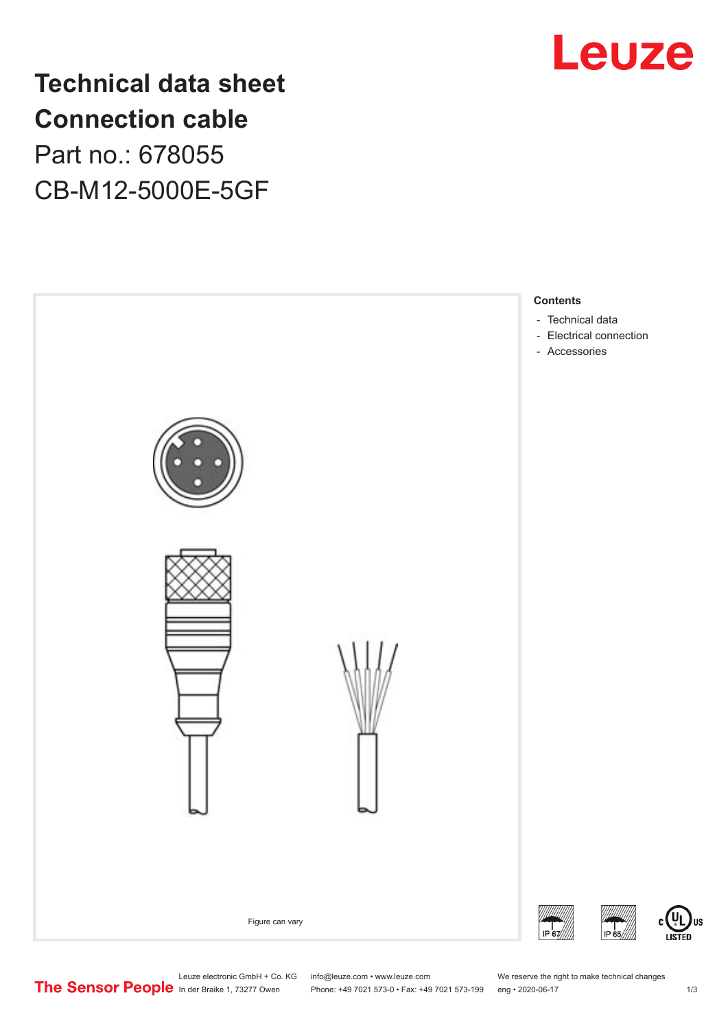# Technical data sheet
# Connection cable

Part no.: 678055

CB-M12-5000E-5GF

Figure can vary

**Contents**

- Technical data
- Electrical connection
- Accessories

IP 67

IP 65

c UL US LISTED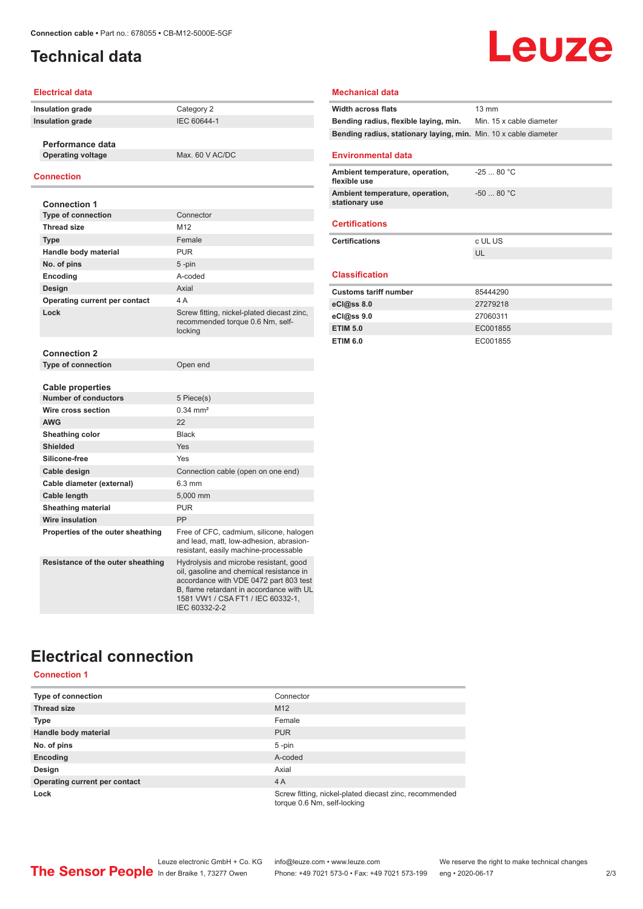# Technical data

## Electrical data

| | |
|---|---|
| **Insulation grade** | Category 2 |
| **Insulation grade** | IEC 60644-1 |

### Performance data

| | |
|---|---|
| **Operating voltage** | Max. 60 V AC/DC |

## Connection

### Connection 1

| | |
|---|---|
| **Type of connection** | Connector |
| **Thread size** | M12 |
| **Type** | Female |
| **Handle body material** | PUR |
| **No. of pins** | 5 -pin |
| **Encoding** | A-coded |
| **Design** | Axial |
| **Operating current per contact** | 4 A |
| **Lock** | Screw fitting, nickel-plated diecast zinc, recommended torque 0.6 Nm, self-locking |

### Connection 2

| | |
|---|---|
| **Type of connection** | Open end |

### Cable properties

| | |
|---|---|
| **Number of conductors** | 5 Piece(s) |
| **Wire cross section** | 0.34 mm² |
| **AWG** | 22 |
| **Sheathing color** | Black |
| **Shielded** | Yes |
| **Silicone-free** | Yes |
| **Cable design** | Connection cable (open on one end) |
| **Cable diameter (external)** | 6.3 mm |
| **Cable length** | 5,000 mm |
| **Sheathing material** | PUR |
| **Wire insulation** | PP |
| **Properties of the outer sheathing** | Free of CFC, cadmium, silicone, halogen and lead, matt, low-adhesion, abrasion-resistant, easily machine-processable |
| **Resistance of the outer sheathing** | Hydrolysis and microbe resistant, good oil, gasoline and chemical resistance in accordance with VDE 0472 part 803 test B, flame retardant in accordance with UL 1581 VW1 / CSA FT1 / IEC 60332-1, IEC 60332-2-2 |

## Mechanical data

| | |
|---|---|
| **Width across flats** | 13 mm |
| **Bending radius, flexible laying, min.** | Min. 15 x cable diameter |
| **Bending radius, stationary laying, min.** | Min. 10 x cable diameter |

## Environmental data

| | |
|---|---|
| **Ambient temperature, operation, flexible use** | -25 ... 80 °C |
| **Ambient temperature, operation, stationary use** | -50 ... 80 °C |

## Certifications

| | |
|---|---|
| **Certifications** | c UL US |
| | UL |

## Classification

| | |
|---|---|
| **Customs tariff number** | 85444290 |
| **eCl@ss 8.0** | 27279218 |
| **eCl@ss 9.0** | 27060311 |
| **ETIM 5.0** | EC001855 |
| **ETIM 6.0** | EC001855 |

# Electrical connection

## Connection 1

| | |
|---|---|
| **Type of connection** | Connector |
| **Thread size** | M12 |
| **Type** | Female |
| **Handle body material** | PUR |
| **No. of pins** | 5 -pin |
| **Encoding** | A-coded |
| **Design** | Axial |
| **Operating current per contact** | 4 A |
| **Lock** | Screw fitting, nickel-plated diecast zinc, recommended torque 0.6 Nm, self-locking |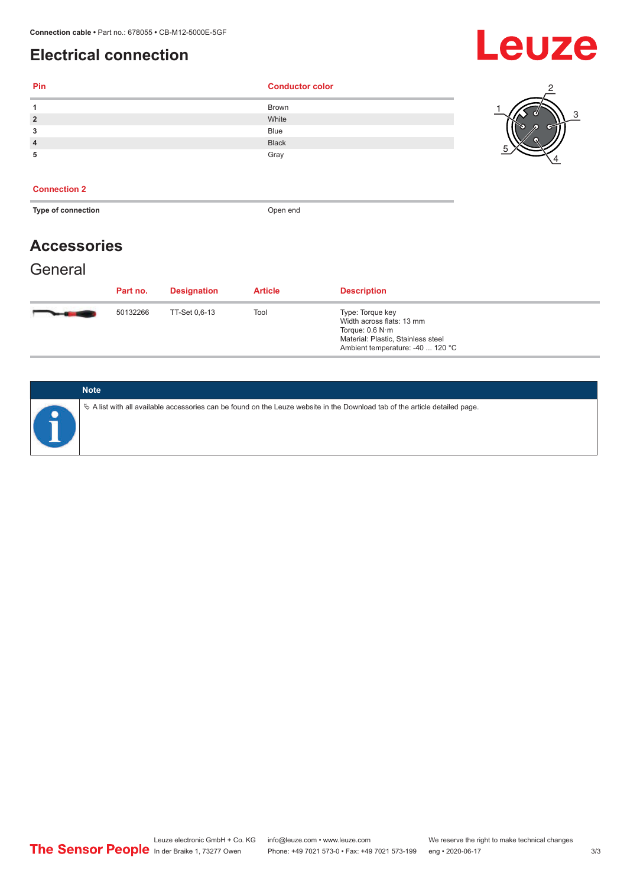# Electrical connection

| Pin | Conductor color |
|---|---|
| 1 | Brown |
| 2 | White |
| 3 | Blue |
| 4 | Black |
| 5 | Gray |

1
2
3
4
5

**Connection 2**

| | |
|---|---|
| Type of connection | Open end |

# Accessories

## General

| | Part no. | Designation | Article | Description |
|---|---|---|---|---|
| | 50132266 | TT-Set 0,6-13 | Tool | Type: Torque key<br>Width across flats: 13 mm<br>Torque: 0.6 N·m<br>Material: Plastic, Stainless steel<br>Ambient temperature: -40 ... 120 °C |

**Note**

↳ A list with all available accessories can be found on the Leuze website in the Download tab of the article detailed page.